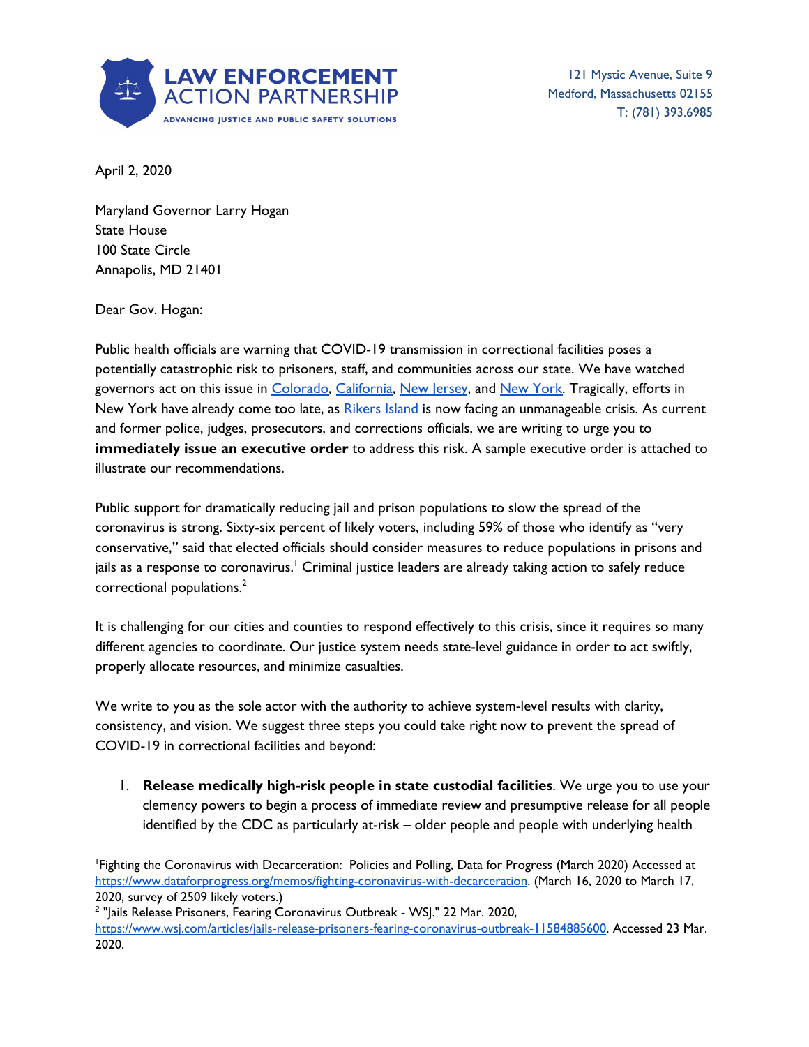**LAW ENFORCEMENT ACTION PARTNERSHIP**
ADVANCING JUSTICE AND PUBLIC SAFETY SOLUTIONS

121 Mystic Avenue, Suite 9
Medford, Massachusetts 02155
T: (781) 393.6985

April 2, 2020

Maryland Governor Larry Hogan
State House
100 State Circle
Annapolis, MD 21401

Dear Gov. Hogan:

Public health officials are warning that COVID-19 transmission in correctional facilities poses a potentially catastrophic risk to prisoners, staff, and communities across our state. We have watched governors act on this issue in Colorado, California, New Jersey, and New York. Tragically, efforts in New York have already come too late, as Rikers Island is now facing an unmanageable crisis. As current and former police, judges, prosecutors, and corrections officials, we are writing to urge you to **immediately issue an executive order** to address this risk. A sample executive order is attached to illustrate our recommendations.

Public support for dramatically reducing jail and prison populations to slow the spread of the coronavirus is strong. Sixty-six percent of likely voters, including 59% of those who identify as "very conservative," said that elected officials should consider measures to reduce populations in prisons and jails as a response to coronavirus.[1] Criminal justice leaders are already taking action to safely reduce correctional populations.[2]

It is challenging for our cities and counties to respond effectively to this crisis, since it requires so many different agencies to coordinate. Our justice system needs state-level guidance in order to act swiftly, properly allocate resources, and minimize casualties.

We write to you as the sole actor with the authority to achieve system-level results with clarity, consistency, and vision. We suggest three steps you could take right now to prevent the spread of COVID-19 in correctional facilities and beyond:

1. **Release medically high-risk people in state custodial facilities**. We urge you to use your clemency powers to begin a process of immediate review and presumptive release for all people identified by the CDC as particularly at-risk – older people and people with underlying health

---

[1] Fighting the Coronavirus with Decarceration: Policies and Polling, Data for Progress (March 2020) Accessed at https://www.dataforprogress.org/memos/fighting-coronavirus-with-decarceration. (March 16, 2020 to March 17, 2020, survey of 2509 likely voters.)

[2] "Jails Release Prisoners, Fearing Coronavirus Outbreak - WSJ." 22 Mar. 2020, https://www.wsj.com/articles/jails-release-prisoners-fearing-coronavirus-outbreak-11584885600. Accessed 23 Mar. 2020.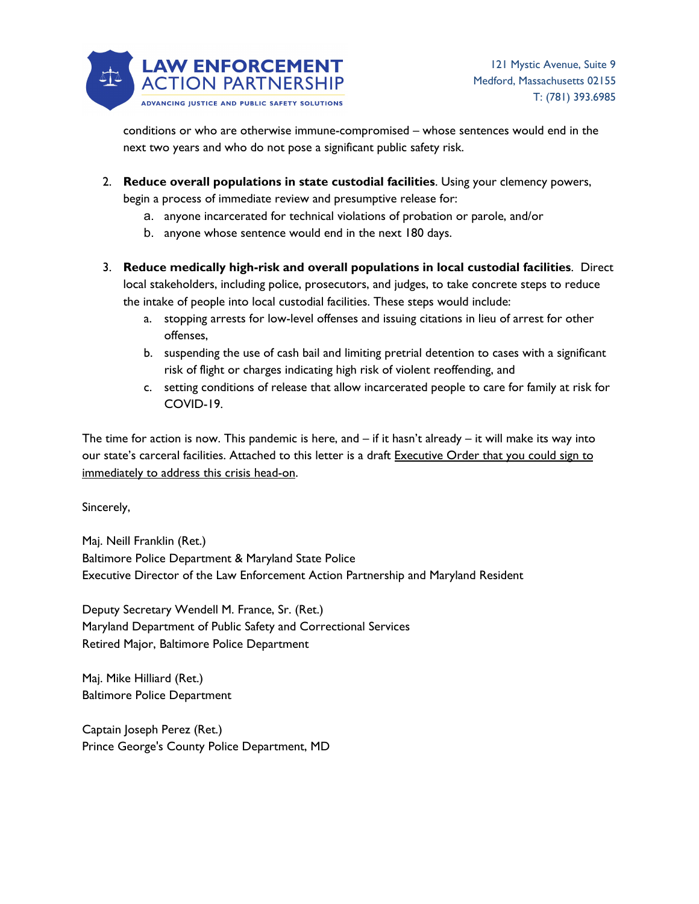conditions or who are otherwise immune-compromised – whose sentences would end in the next two years and who do not pose a significant public safety risk.

2. **Reduce overall populations in state custodial facilities**. Using your clemency powers, begin a process of immediate review and presumptive release for:
   a. anyone incarcerated for technical violations of probation or parole, and/or
   b. anyone whose sentence would end in the next 180 days.

3. **Reduce medically high-risk and overall populations in local custodial facilities**. Direct local stakeholders, including police, prosecutors, and judges, to take concrete steps to reduce the intake of people into local custodial facilities. These steps would include:
   a. stopping arrests for low-level offenses and issuing citations in lieu of arrest for other offenses,
   b. suspending the use of cash bail and limiting pretrial detention to cases with a significant risk of flight or charges indicating high risk of violent reoffending, and
   c. setting conditions of release that allow incarcerated people to care for family at risk for COVID-19.

The time for action is now. This pandemic is here, and – if it hasn't already – it will make its way into our state's carceral facilities. Attached to this letter is a draft Executive Order that you could sign to immediately to address this crisis head-on.

Sincerely,

Maj. Neill Franklin (Ret.)
Baltimore Police Department & Maryland State Police
Executive Director of the Law Enforcement Action Partnership and Maryland Resident

Deputy Secretary Wendell M. France, Sr. (Ret.)
Maryland Department of Public Safety and Correctional Services
Retired Major, Baltimore Police Department

Maj. Mike Hilliard (Ret.)
Baltimore Police Department

Captain Joseph Perez (Ret.)
Prince George's County Police Department, MD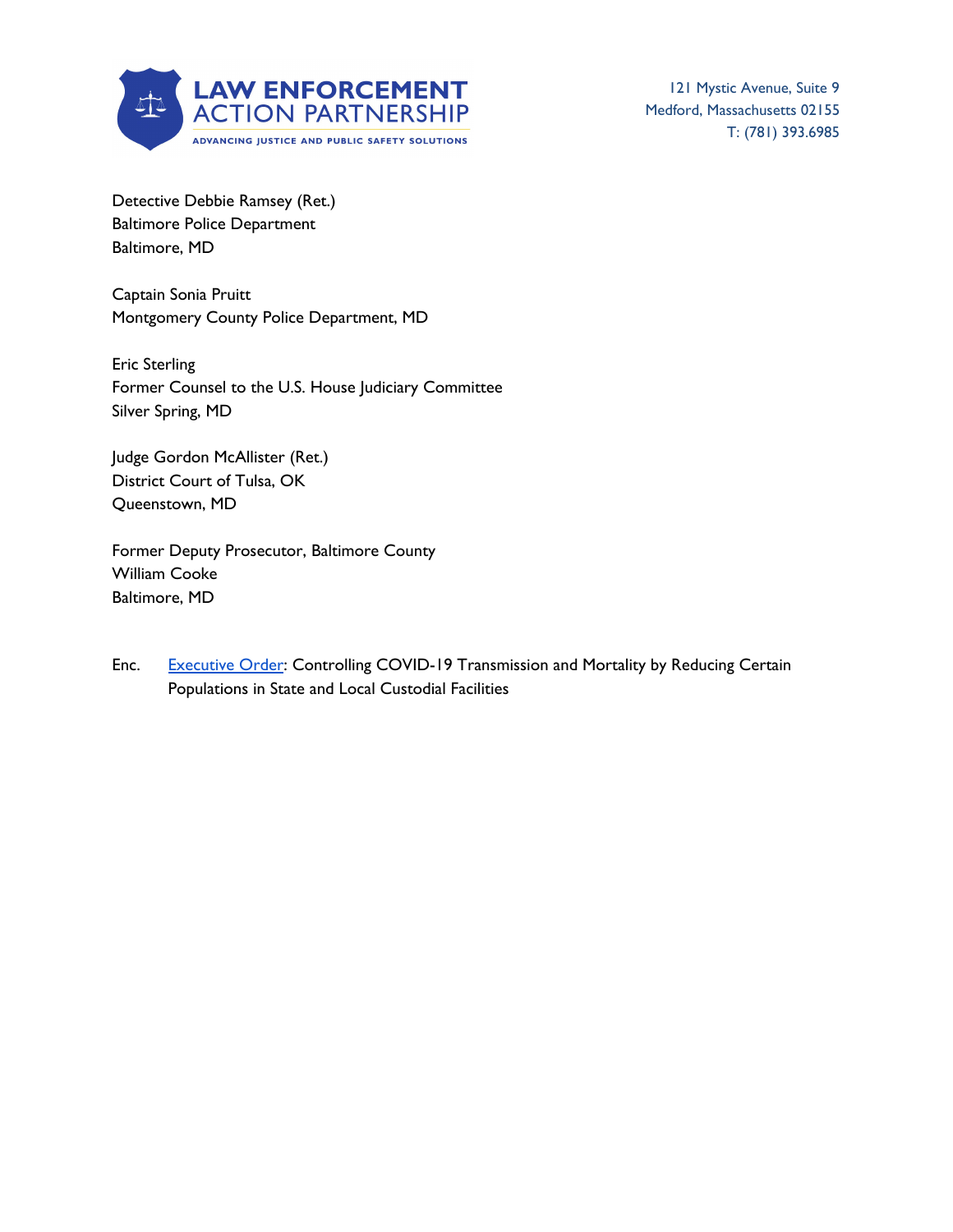LAW ENFORCEMENT ACTION PARTNERSHIP
ADVANCING JUSTICE AND PUBLIC SAFETY SOLUTIONS

121 Mystic Avenue, Suite 9
Medford, Massachusetts 02155
T: (781) 393.6985

Detective Debbie Ramsey (Ret.)
Baltimore Police Department
Baltimore, MD

Captain Sonia Pruitt
Montgomery County Police Department, MD

Eric Sterling
Former Counsel to the U.S. House Judiciary Committee
Silver Spring, MD

Judge Gordon McAllister (Ret.)
District Court of Tulsa, OK
Queenstown, MD

Former Deputy Prosecutor, Baltimore County
William Cooke
Baltimore, MD

Enc. Executive Order: Controlling COVID-19 Transmission and Mortality by Reducing Certain Populations in State and Local Custodial Facilities